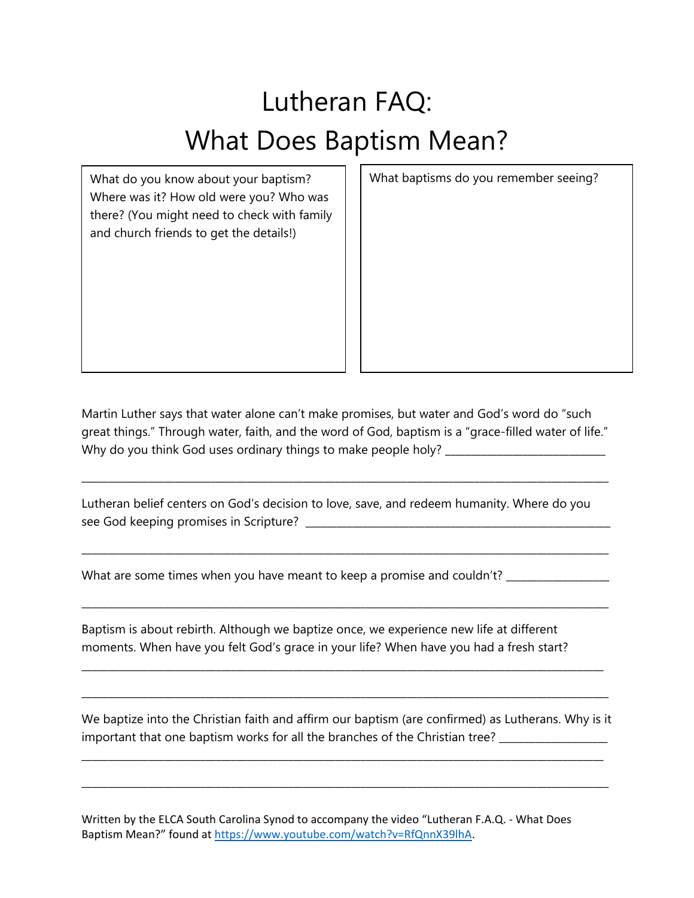# Lutheran FAQ: What Does Baptism Mean?

| What do you know about your baptism? Where was it? How old were you? Who was there? (You might need to check with family and church friends to get the details!) | What baptisms do you remember seeing? |
|---|---|
| | |

Martin Luther says that water alone can't make promises, but water and God's word do "such great things." Through water, faith, and the word of God, baptism is a "grace-filled water of life." Why do you think God uses ordinary things to make people holy? ____________________________

______________________________________________________________________________________________

Lutheran belief centers on God's decision to love, save, and redeem humanity. Where do you see God keeping promises in Scripture? ______________________________________________________

______________________________________________________________________________________________

What are some times when you have meant to keep a promise and couldn't? __________________

______________________________________________________________________________________________

Baptism is about rebirth. Although we baptize once, we experience new life at different moments. When have you felt God's grace in your life? When have you had a fresh start?

______________________________________________________________________________________________

______________________________________________________________________________________________

We baptize into the Christian faith and affirm our baptism (are confirmed) as Lutherans. Why is it important that one baptism works for all the branches of the Christian tree? ___________________

______________________________________________________________________________________________

______________________________________________________________________________________________

Written by the ELCA South Carolina Synod to accompany the video "Lutheran F.A.Q. - What Does Baptism Mean?" found at [https://www.youtube.com/watch?v=RfQnnX39lhA](https://www.youtube.com/watch?v=RfQnnX39lhA).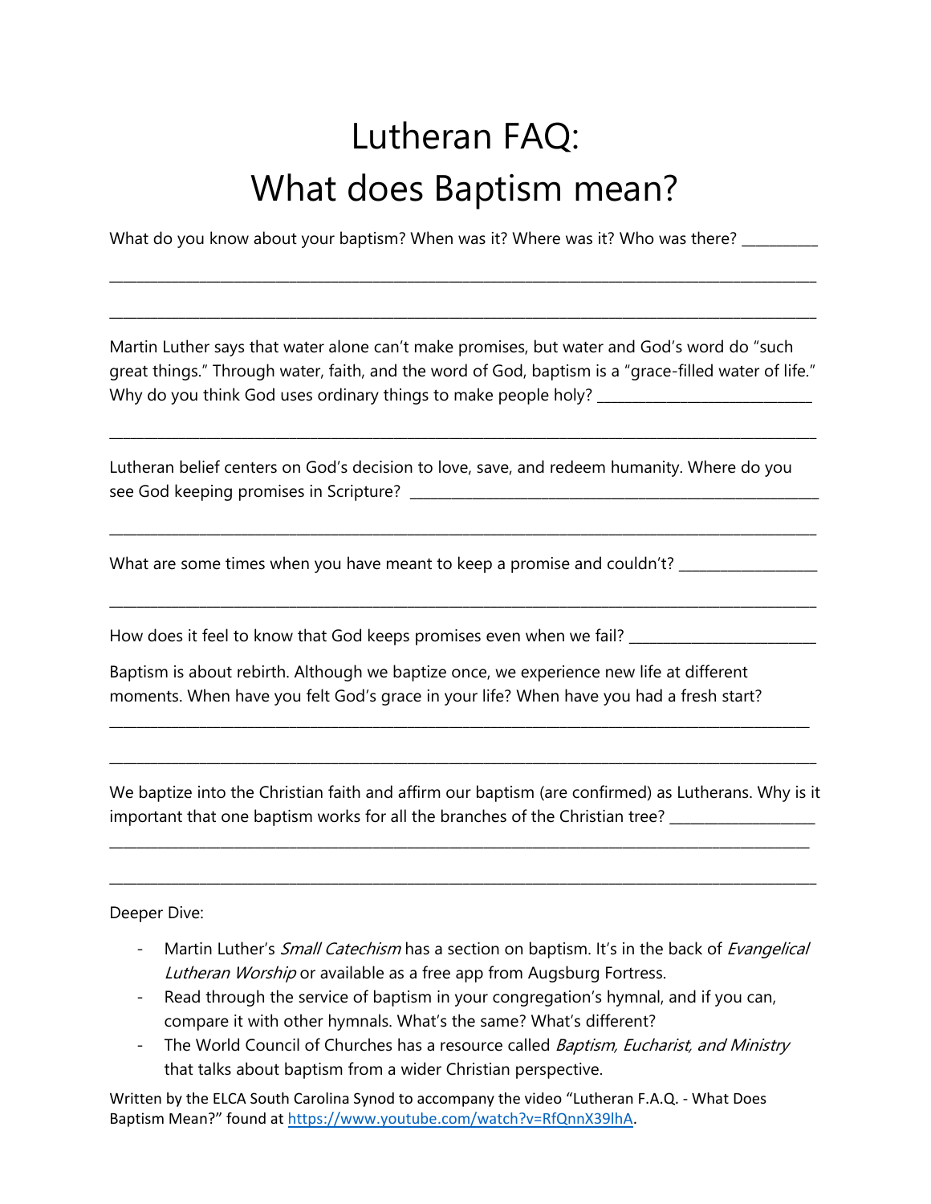# Lutheran FAQ: What does Baptism mean?

What do you know about your baptism? When was it? Where was it? Who was there? __________

_______________________________________________________________________________________________

_______________________________________________________________________________________________

Martin Luther says that water alone can't make promises, but water and God's word do "such great things." Through water, faith, and the word of God, baptism is a "grace-filled water of life." Why do you think God uses ordinary things to make people holy? ____________________________

_______________________________________________________________________________________________

Lutheran belief centers on God's decision to love, save, and redeem humanity. Where do you see God keeping promises in Scripture? _______________________________________________________

_______________________________________________________________________________________________

What are some times when you have meant to keep a promise and couldn't? __________________

_______________________________________________________________________________________________

How does it feel to know that God keeps promises even when we fail? _________________________

Baptism is about rebirth. Although we baptize once, we experience new life at different moments. When have you felt God's grace in your life? When have you had a fresh start?

_______________________________________________________________________________________________

_______________________________________________________________________________________________

We baptize into the Christian faith and affirm our baptism (are confirmed) as Lutherans. Why is it important that one baptism works for all the branches of the Christian tree? ___________________

_______________________________________________________________________________________________

_______________________________________________________________________________________________

Deeper Dive:

- Martin Luther's *Small Catechism* has a section on baptism. It's in the back of *Evangelical Lutheran Worship* or available as a free app from Augsburg Fortress.
- Read through the service of baptism in your congregation's hymnal, and if you can, compare it with other hymnals. What's the same? What's different?
- The World Council of Churches has a resource called *Baptism, Eucharist, and Ministry* that talks about baptism from a wider Christian perspective.

Written by the ELCA South Carolina Synod to accompany the video "Lutheran F.A.Q. - What Does Baptism Mean?" found at https://www.youtube.com/watch?v=RfQnnX39lhA.